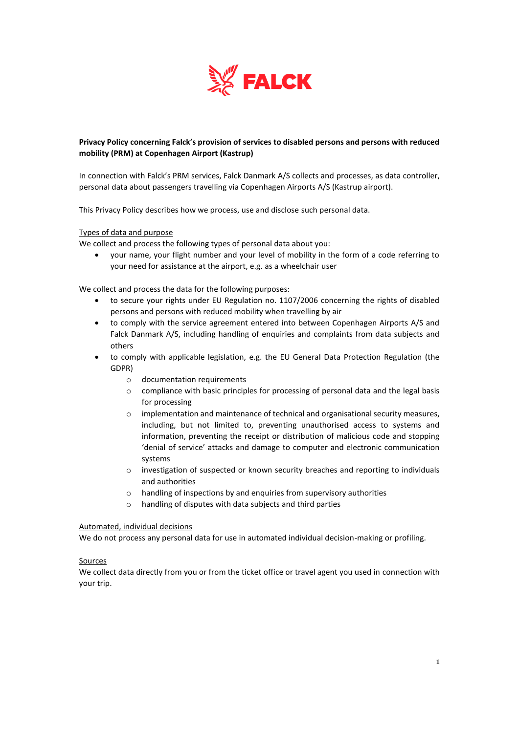**Privacy Policy concerning Falck's provision of services to disabled persons and persons with reduced mobility (PRM) at Copenhagen Airport (Kastrup)**

In connection with Falck's PRM services, Falck Danmark A/S collects and processes, as data controller, personal data about passengers travelling via Copenhagen Airports A/S (Kastrup airport).

This Privacy Policy describes how we process, use and disclose such personal data.

Types of data and purpose

We collect and process the following types of personal data about you:

- your name, your flight number and your level of mobility in the form of a code referring to your need for assistance at the airport, e.g. as a wheelchair user

We collect and process the data for the following purposes:

- to secure your rights under EU Regulation no. 1107/2006 concerning the rights of disabled persons and persons with reduced mobility when travelling by air
- to comply with the service agreement entered into between Copenhagen Airports A/S and Falck Danmark A/S, including handling of enquiries and complaints from data subjects and others
- to comply with applicable legislation, e.g. the EU General Data Protection Regulation (the GDPR)
    - documentation requirements
    - compliance with basic principles for processing of personal data and the legal basis for processing
    - implementation and maintenance of technical and organisational security measures, including, but not limited to, preventing unauthorised access to systems and information, preventing the receipt or distribution of malicious code and stopping 'denial of service' attacks and damage to computer and electronic communication systems
    - investigation of suspected or known security breaches and reporting to individuals and authorities
    - handling of inspections by and enquiries from supervisory authorities
    - handling of disputes with data subjects and third parties

Automated, individual decisions

We do not process any personal data for use in automated individual decision-making or profiling.

Sources

We collect data directly from you or from the ticket office or travel agent you used in connection with your trip.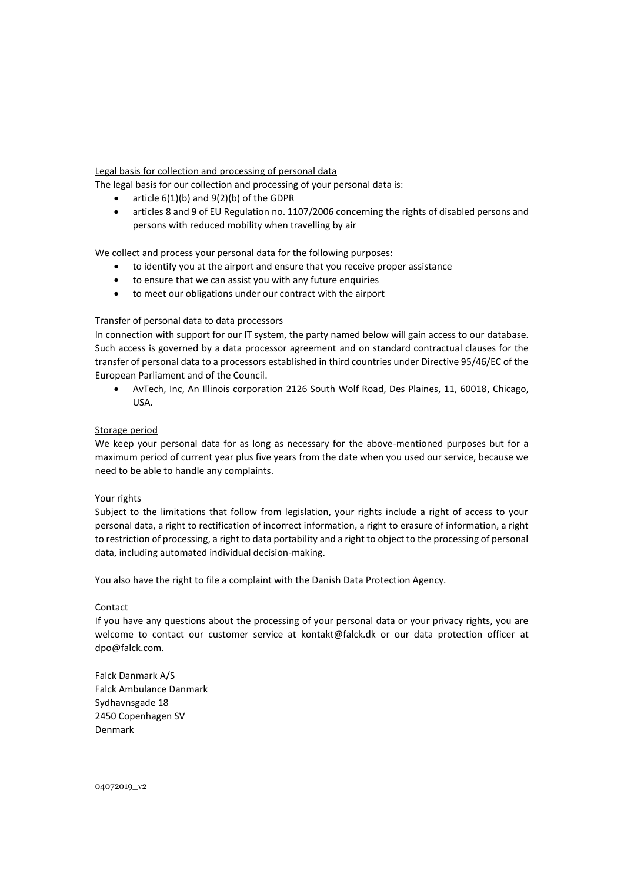Legal basis for collection and processing of personal data

The legal basis for our collection and processing of your personal data is:

- article 6(1)(b) and 9(2)(b) of the GDPR
- articles 8 and 9 of EU Regulation no. 1107/2006 concerning the rights of disabled persons and persons with reduced mobility when travelling by air

We collect and process your personal data for the following purposes:

- to identify you at the airport and ensure that you receive proper assistance
- to ensure that we can assist you with any future enquiries
- to meet our obligations under our contract with the airport

Transfer of personal data to data processors

In connection with support for our IT system, the party named below will gain access to our database. Such access is governed by a data processor agreement and on standard contractual clauses for the transfer of personal data to a processors established in third countries under Directive 95/46/EC of the European Parliament and of the Council.

- AvTech, Inc, An Illinois corporation 2126 South Wolf Road, Des Plaines, 11, 60018, Chicago, USA.

Storage period

We keep your personal data for as long as necessary for the above-mentioned purposes but for a maximum period of current year plus five years from the date when you used our service, because we need to be able to handle any complaints.

Your rights

Subject to the limitations that follow from legislation, your rights include a right of access to your personal data, a right to rectification of incorrect information, a right to erasure of information, a right to restriction of processing, a right to data portability and a right to object to the processing of personal data, including automated individual decision-making.

You also have the right to file a complaint with the Danish Data Protection Agency.

Contact

If you have any questions about the processing of your personal data or your privacy rights, you are welcome to contact our customer service at kontakt@falck.dk or our data protection officer at dpo@falck.com.

Falck Danmark A/S
Falck Ambulance Danmark
Sydhavnsgade 18
2450 Copenhagen SV
Denmark

04072019_v2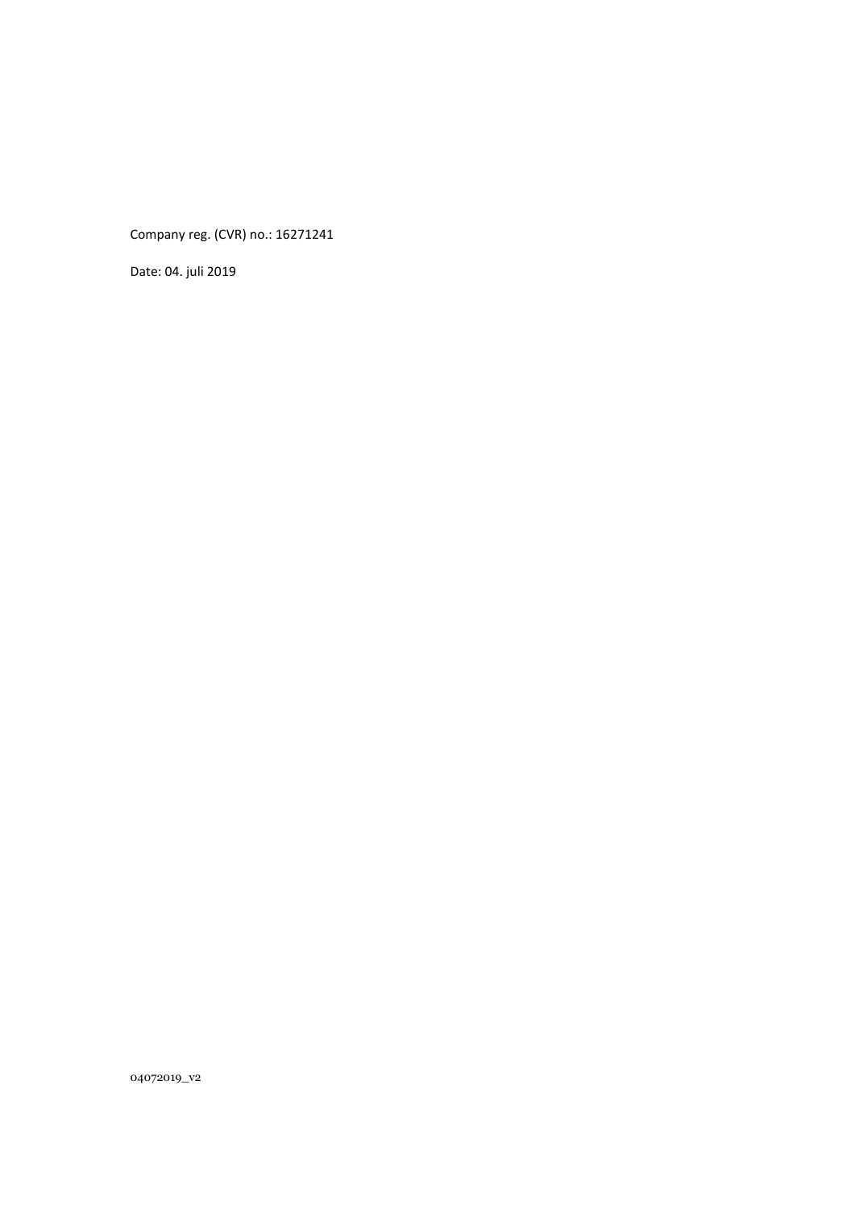Company reg. (CVR) no.: 16271241

Date: 04. juli 2019

04072019_v2